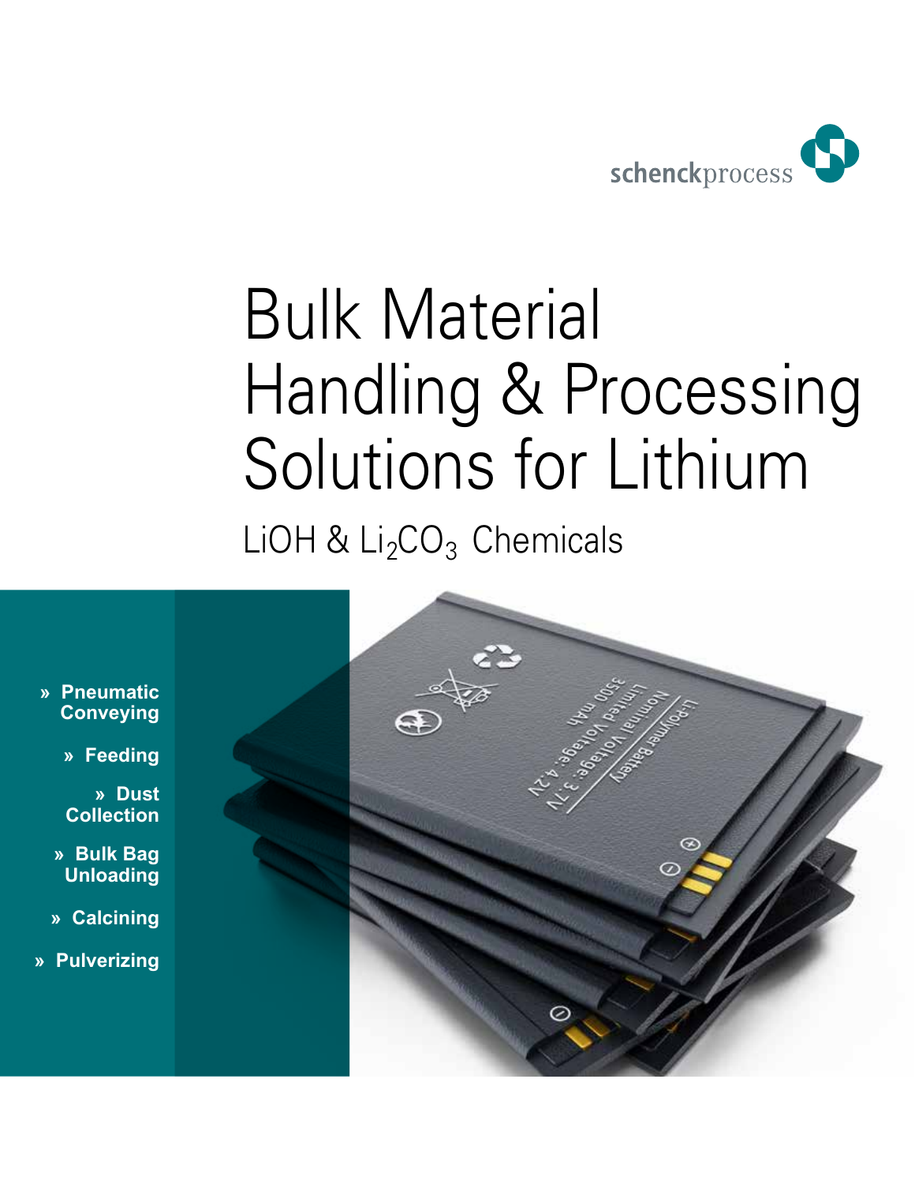schenckprocess

# Bulk Material Handling & Processing Solutions for Lithium

## LiOH & $Li_2CO_3$ Chemicals

- » Pneumatic Conveying
- » Feeding
- » Dust Collection
- » Bulk Bag Unloading
- » Calcining
- » Pulverizing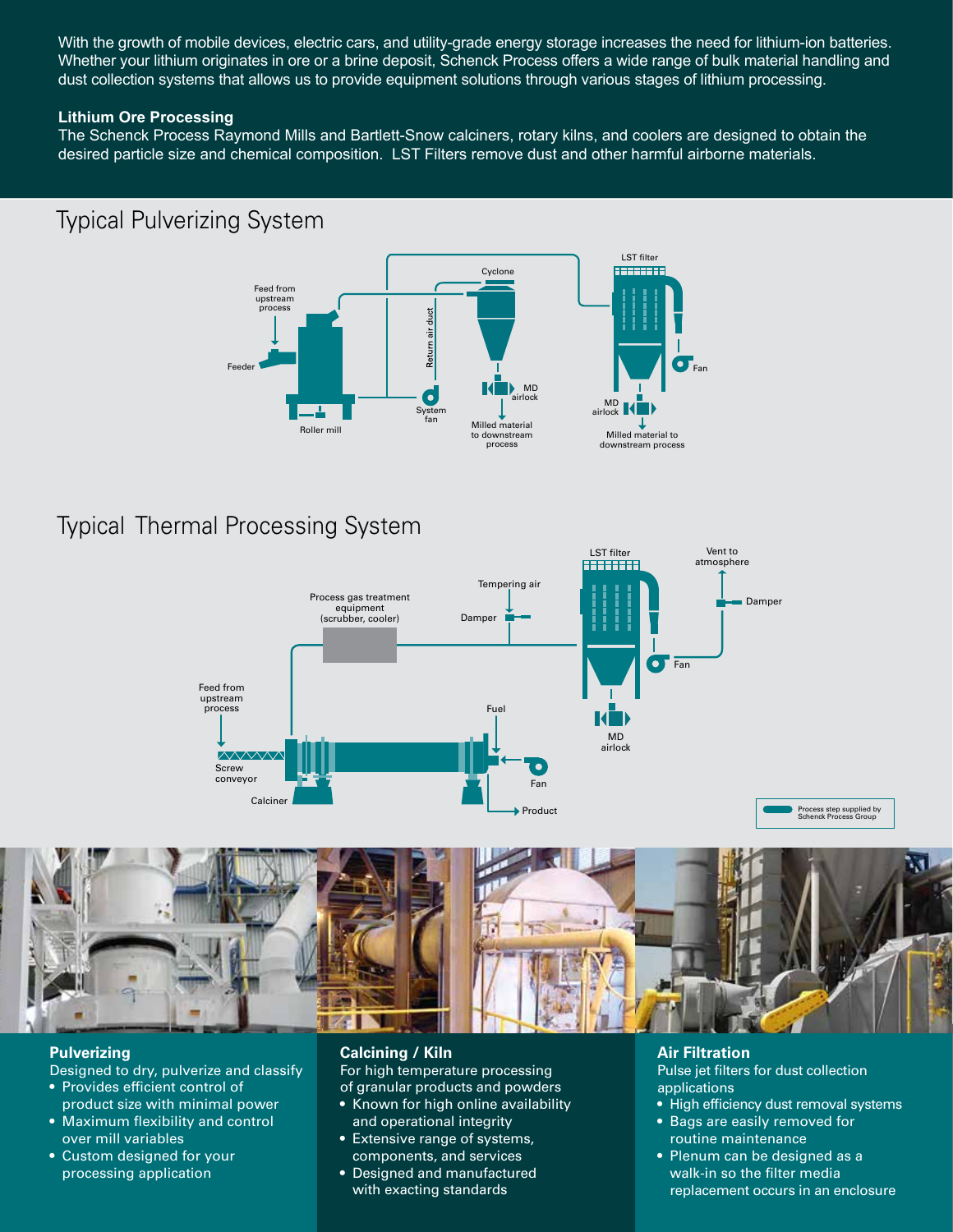With the growth of mobile devices, electric cars, and utility-grade energy storage increases the need for lithium-ion batteries. Whether your lithium originates in ore or a brine deposit, Schenck Process offers a wide range of bulk material handling and dust collection systems that allows us to provide equipment solutions through various stages of lithium processing.

**Lithium Ore Processing**

The Schenck Process Raymond Mills and Bartlett-Snow calciners, rotary kilns, and coolers are designed to obtain the desired particle size and chemical composition. LST Filters remove dust and other harmful airborne materials.

## Typical Pulverizing System

## Typical Thermal Processing System

### Pulverizing

Designed to dry, pulverize and classify

- Provides efficient control of product size with minimal power
- Maximum flexibility and control over mill variables
- Custom designed for your processing application

### Calcining / Kiln

For high temperature processing of granular products and powders

- Known for high online availability and operational integrity
- Extensive range of systems, components, and services
- Designed and manufactured with exacting standards

### Air Filtration

Pulse jet filters for dust collection applications

- High efficiency dust removal systems
- Bags are easily removed for routine maintenance
- Plenum can be designed as a walk-in so the filter media replacement occurs in an enclosure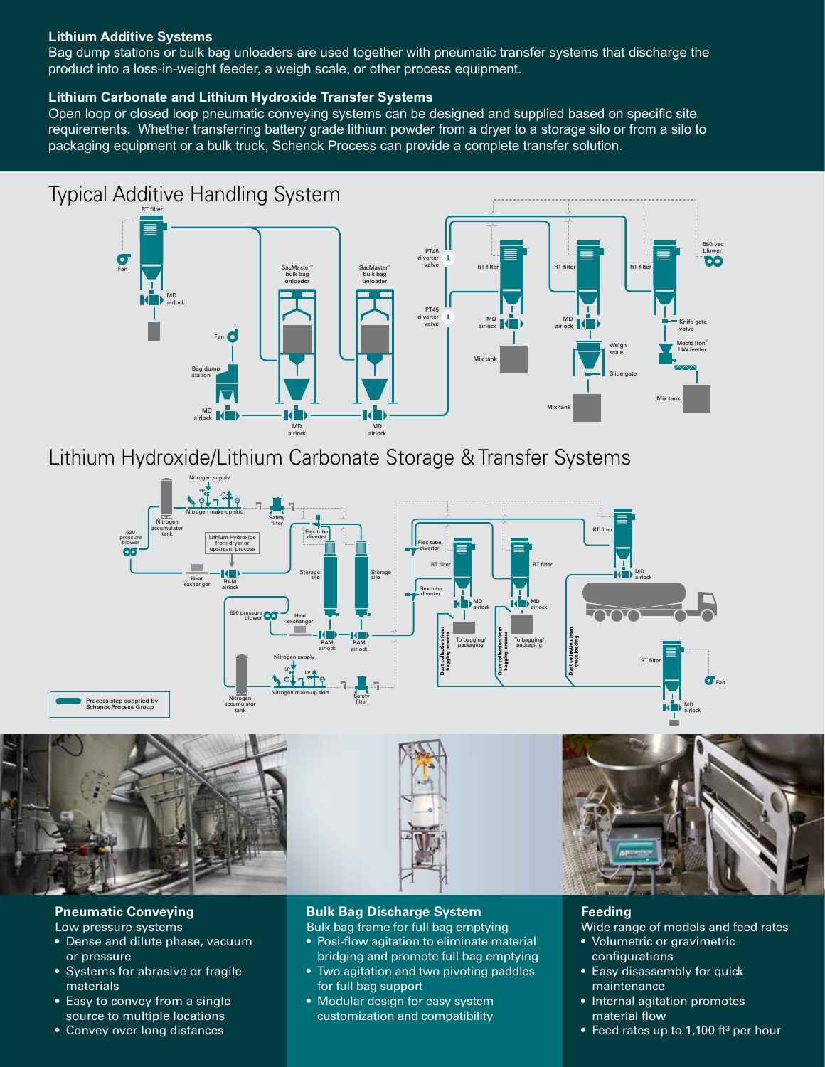### Lithium Additive Systems

Bag dump stations or bulk bag unloaders are used together with pneumatic transfer systems that discharge the product into a loss-in-weight feeder, a weigh scale, or other process equipment.

### Lithium Carbonate and Lithium Hydroxide Transfer Systems

Open loop or closed loop pneumatic conveying systems can be designed and supplied based on specific site requirements. Whether transferring battery grade lithium powder from a dryer to a storage silo or from a silo to packaging equipment or a bulk truck, Schenck Process can provide a complete transfer solution.

## Typical Additive Handling System

RT filter, Fan, MD airlock, Fan, Bag dump station, MD airlock, SacMaster® bulk bag unloader, MD airlock, SacMaster® bulk bag unloader, MD airlock, PT45 diverter valve, PT45 diverter valve, RT filter, MD airlock, Mix tank, RT filter, MD airlock, Weigh scale, Slide gate, Mix tank, RT filter, 560 vac blower, Knife gate valve, MechaTron® LIW feeder, Mix tank

## Lithium Hydroxide/Lithium Carbonate Storage & Transfer Systems

Nitrogen supply, Nitrogen accumulator tank, Nitrogen make-up skid, Safety filter, 520 pressure blower, Lithium Hydroxide from dryer or upstream process, Heat exchanger, RAM airlock, Flex tube diverter, Storage silo, Storage silo, 520 pressure blower, Heat exchanger, RAM airlock, RAM airlock, Nitrogen supply, Nitrogen accumulator tank, Nitrogen make-up skid, Safety filter, Flex tube diverter, Flex tube diverter, RT filter, MD airlock, To bagging/packaging, RT filter, MD airlock, To bagging/packaging, Dust collection from bagging process, Dust collection from bagging process, Dust collection from truck loading, RT filter, MD airlock, RT filter, Fan, MD airlock

Process step supplied by Schenck Process Group

### Pneumatic Conveying

Low pressure systems

- Dense and dilute phase, vacuum or pressure
- Systems for abrasive or fragile materials
- Easy to convey from a single source to multiple locations
- Convey over long distances

### Bulk Bag Discharge System

Bulk bag frame for full bag emptying

- Posi-flow agitation to eliminate material bridging and promote full bag emptying
- Two agitation and two pivoting paddles for full bag support
- Modular design for easy system customization and compatibility

### Feeding

Wide range of models and feed rates

- Volumetric or gravimetric configurations
- Easy disassembly for quick maintenance
- Internal agitation promotes material flow
- Feed rates up to 1,100 $ft^3$ per hour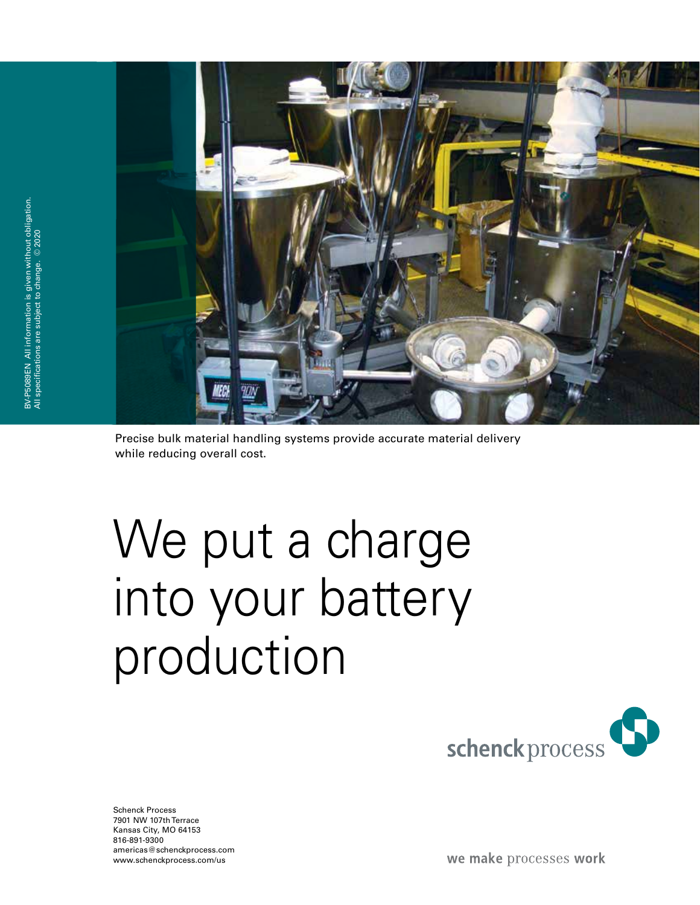BV-P5089EN All information is given without obligation. All specifications are subject to change. © 2020

Precise bulk material handling systems provide accurate material delivery while reducing overall cost.

# We put a charge into your battery production

schenck process

Schenck Process
7901 NW 107th Terrace
Kansas City, MO 64153
816-891-9300
americas@schenckprocess.com
www.schenckprocess.com/us

we make processes work